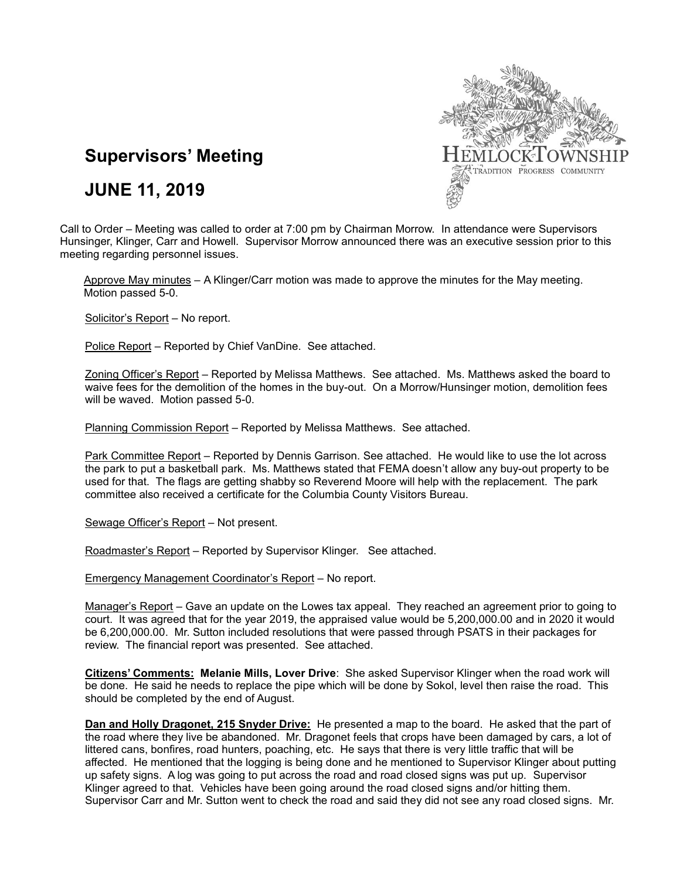# Supervisors' Meeting

## JUNE 11, 2019

Call to Order – Meeting was called to order at 7:00 pm by Chairman Morrow. In attendance were Supervisors Hunsinger, Klinger, Carr and Howell. Supervisor Morrow announced there was an executive session prior to this meeting regarding personnel issues.

Approve May minutes – A Klinger/Carr motion was made to approve the minutes for the May meeting. Motion passed 5-0.

Solicitor's Report – No report.

Police Report – Reported by Chief VanDine. See attached.

Zoning Officer's Report – Reported by Melissa Matthews. See attached. Ms. Matthews asked the board to waive fees for the demolition of the homes in the buy-out. On a Morrow/Hunsinger motion, demolition fees will be waved. Motion passed 5-0.

Planning Commission Report – Reported by Melissa Matthews. See attached.

Park Committee Report – Reported by Dennis Garrison. See attached. He would like to use the lot across the park to put a basketball park. Ms. Matthews stated that FEMA doesn't allow any buy-out property to be used for that. The flags are getting shabby so Reverend Moore will help with the replacement. The park committee also received a certificate for the Columbia County Visitors Bureau.

Sewage Officer's Report – Not present.

Roadmaster's Report – Reported by Supervisor Klinger. See attached.

Emergency Management Coordinator's Report – No report.

Manager's Report – Gave an update on the Lowes tax appeal. They reached an agreement prior to going to court. It was agreed that for the year 2019, the appraised value would be 5,200,000.00 and in 2020 it would be 6,200,000.00. Mr. Sutton included resolutions that were passed through PSATS in their packages for review. The financial report was presented. See attached.

**Citizens' Comments: Melanie Mills, Lover Drive**: She asked Supervisor Klinger when the road work will be done. He said he needs to replace the pipe which will be done by Sokol, level then raise the road. This should be completed by the end of August.

**Dan and Holly Dragonet, 215 Snyder Drive:** He presented a map to the board. He asked that the part of the road where they live be abandoned. Mr. Dragonet feels that crops have been damaged by cars, a lot of littered cans, bonfires, road hunters, poaching, etc. He says that there is very little traffic that will be affected. He mentioned that the logging is being done and he mentioned to Supervisor Klinger about putting up safety signs. A log was going to put across the road and road closed signs was put up. Supervisor Klinger agreed to that. Vehicles have been going around the road closed signs and/or hitting them. Supervisor Carr and Mr. Sutton went to check the road and said they did not see any road closed signs. Mr.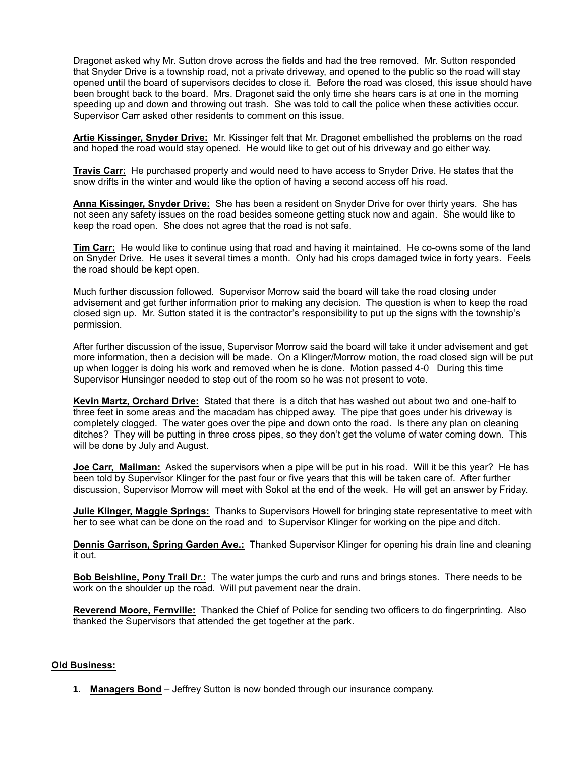Dragonet asked why Mr. Sutton drove across the fields and had the tree removed. Mr. Sutton responded that Snyder Drive is a township road, not a private driveway, and opened to the public so the road will stay opened until the board of supervisors decides to close it. Before the road was closed, this issue should have been brought back to the board. Mrs. Dragonet said the only time she hears cars is at one in the morning speeding up and down and throwing out trash. She was told to call the police when these activities occur. Supervisor Carr asked other residents to comment on this issue.

**Artie Kissinger, Snyder Drive:** Mr. Kissinger felt that Mr. Dragonet embellished the problems on the road and hoped the road would stay opened. He would like to get out of his driveway and go either way.

**Travis Carr:** He purchased property and would need to have access to Snyder Drive. He states that the snow drifts in the winter and would like the option of having a second access off his road.

**Anna Kissinger, Snyder Drive:** She has been a resident on Snyder Drive for over thirty years. She has not seen any safety issues on the road besides someone getting stuck now and again. She would like to keep the road open. She does not agree that the road is not safe.

**Tim Carr:** He would like to continue using that road and having it maintained. He co-owns some of the land on Snyder Drive. He uses it several times a month. Only had his crops damaged twice in forty years. Feels the road should be kept open.

Much further discussion followed. Supervisor Morrow said the board will take the road closing under advisement and get further information prior to making any decision. The question is when to keep the road closed sign up. Mr. Sutton stated it is the contractor's responsibility to put up the signs with the township's permission.

After further discussion of the issue, Supervisor Morrow said the board will take it under advisement and get more information, then a decision will be made. On a Klinger/Morrow motion, the road closed sign will be put up when logger is doing his work and removed when he is done. Motion passed 4-0 During this time Supervisor Hunsinger needed to step out of the room so he was not present to vote.

**Kevin Martz, Orchard Drive:** Stated that there is a ditch that has washed out about two and one-half to three feet in some areas and the macadam has chipped away. The pipe that goes under his driveway is completely clogged. The water goes over the pipe and down onto the road. Is there any plan on cleaning ditches? They will be putting in three cross pipes, so they don't get the volume of water coming down. This will be done by July and August.

**Joe Carr, Mailman:** Asked the supervisors when a pipe will be put in his road. Will it be this year? He has been told by Supervisor Klinger for the past four or five years that this will be taken care of. After further discussion, Supervisor Morrow will meet with Sokol at the end of the week. He will get an answer by Friday.

**Julie Klinger, Maggie Springs:** Thanks to Supervisors Howell for bringing state representative to meet with her to see what can be done on the road and to Supervisor Klinger for working on the pipe and ditch.

**Dennis Garrison, Spring Garden Ave.:** Thanked Supervisor Klinger for opening his drain line and cleaning it out.

**Bob Beishline, Pony Trail Dr.:** The water jumps the curb and runs and brings stones. There needs to be work on the shoulder up the road. Will put pavement near the drain.

**Reverend Moore, Fernville:** Thanked the Chief of Police for sending two officers to do fingerprinting. Also thanked the Supervisors that attended the get together at the park.

**Old Business:**

1. **Managers Bond** – Jeffrey Sutton is now bonded through our insurance company.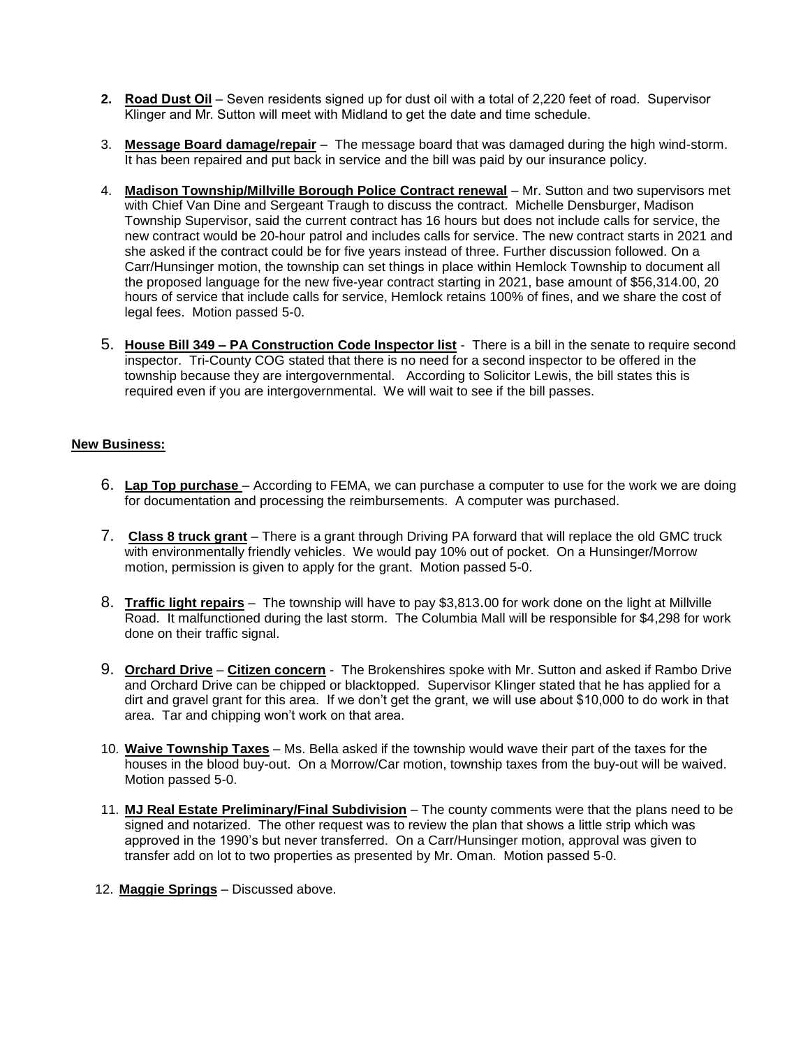2. **Road Dust Oil** – Seven residents signed up for dust oil with a total of 2,220 feet of road. Supervisor Klinger and Mr. Sutton will meet with Midland to get the date and time schedule.

3. **Message Board damage/repair** – The message board that was damaged during the high wind-storm. It has been repaired and put back in service and the bill was paid by our insurance policy.

4. **Madison Township/Millville Borough Police Contract renewal** – Mr. Sutton and two supervisors met with Chief Van Dine and Sergeant Traugh to discuss the contract. Michelle Densburger, Madison Township Supervisor, said the current contract has 16 hours but does not include calls for service, the new contract would be 20-hour patrol and includes calls for service. The new contract starts in 2021 and she asked if the contract could be for five years instead of three. Further discussion followed. On a Carr/Hunsinger motion, the township can set things in place within Hemlock Township to document all the proposed language for the new five-year contract starting in 2021, base amount of $56,314.00, 20 hours of service that include calls for service, Hemlock retains 100% of fines, and we share the cost of legal fees. Motion passed 5-0.

5. **House Bill 349 – PA Construction Code Inspector list** - There is a bill in the senate to require second inspector. Tri-County COG stated that there is no need for a second inspector to be offered in the township because they are intergovernmental. According to Solicitor Lewis, the bill states this is required even if you are intergovernmental. We will wait to see if the bill passes.

**New Business:**

6. **Lap Top purchase** – According to FEMA, we can purchase a computer to use for the work we are doing for documentation and processing the reimbursements. A computer was purchased.

7. **Class 8 truck grant** – There is a grant through Driving PA forward that will replace the old GMC truck with environmentally friendly vehicles. We would pay 10% out of pocket. On a Hunsinger/Morrow motion, permission is given to apply for the grant. Motion passed 5-0.

8. **Traffic light repairs** – The township will have to pay $3,813.00 for work done on the light at Millville Road. It malfunctioned during the last storm. The Columbia Mall will be responsible for $4,298 for work done on their traffic signal.

9. **Orchard Drive** – **Citizen concern** - The Brokenshires spoke with Mr. Sutton and asked if Rambo Drive and Orchard Drive can be chipped or blacktopped. Supervisor Klinger stated that he has applied for a dirt and gravel grant for this area. If we don't get the grant, we will use about $10,000 to do work in that area. Tar and chipping won't work on that area.

10. **Waive Township Taxes** – Ms. Bella asked if the township would wave their part of the taxes for the houses in the blood buy-out. On a Morrow/Car motion, township taxes from the buy-out will be waived. Motion passed 5-0.

11. **MJ Real Estate Preliminary/Final Subdivision** – The county comments were that the plans need to be signed and notarized. The other request was to review the plan that shows a little strip which was approved in the 1990's but never transferred. On a Carr/Hunsinger motion, approval was given to transfer add on lot to two properties as presented by Mr. Oman. Motion passed 5-0.

12. **Maggie Springs** – Discussed above.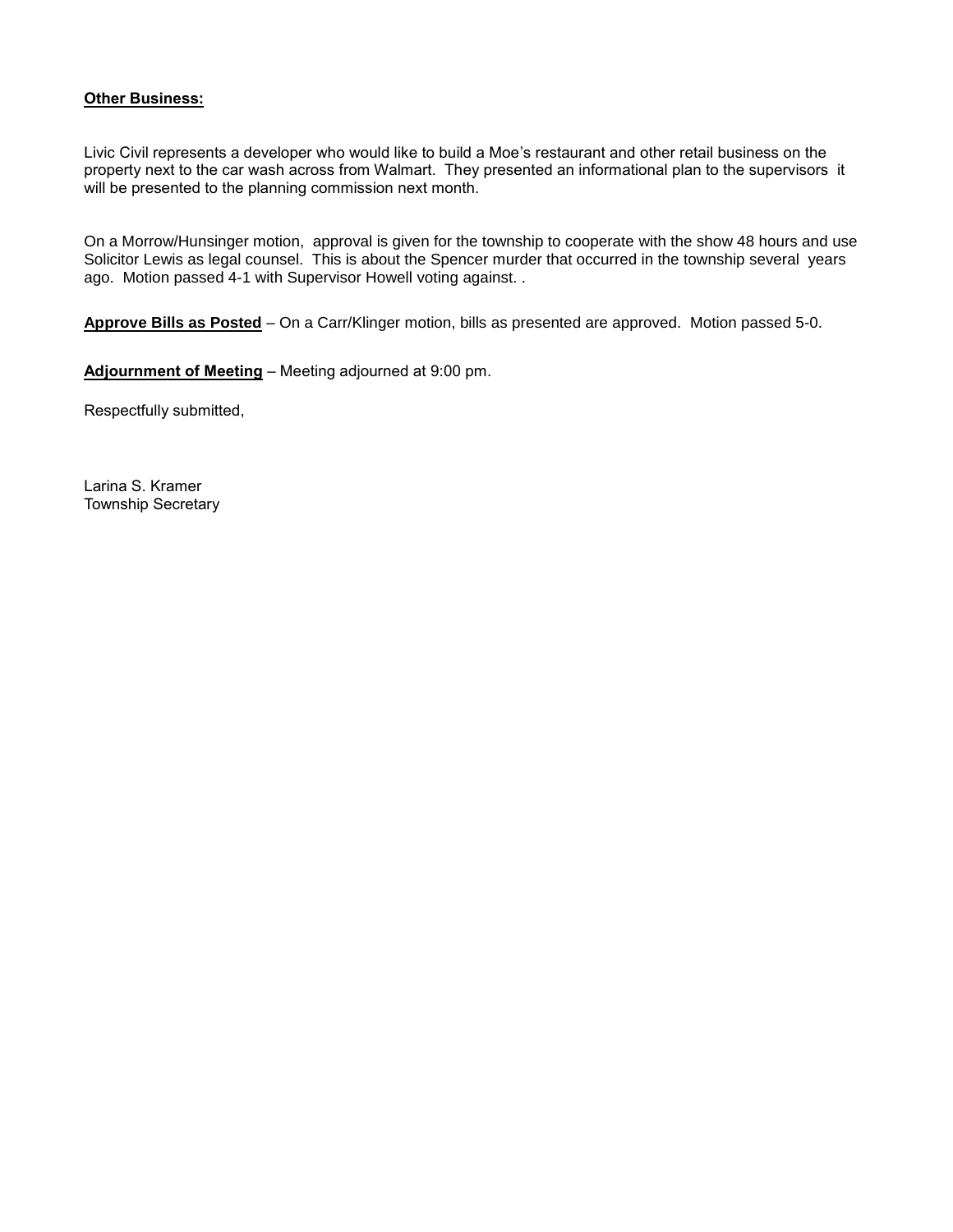**Other Business:**

Livic Civil represents a developer who would like to build a Moe's restaurant and other retail business on the property next to the car wash across from Walmart. They presented an informational plan to the supervisors it will be presented to the planning commission next month.

On a Morrow/Hunsinger motion, approval is given for the township to cooperate with the show 48 hours and use Solicitor Lewis as legal counsel. This is about the Spencer murder that occurred in the township several years ago. Motion passed 4-1 with Supervisor Howell voting against. .

**Approve Bills as Posted** – On a Carr/Klinger motion, bills as presented are approved. Motion passed 5-0.

**Adjournment of Meeting** – Meeting adjourned at 9:00 pm.

Respectfully submitted,

Larina S. Kramer
Township Secretary